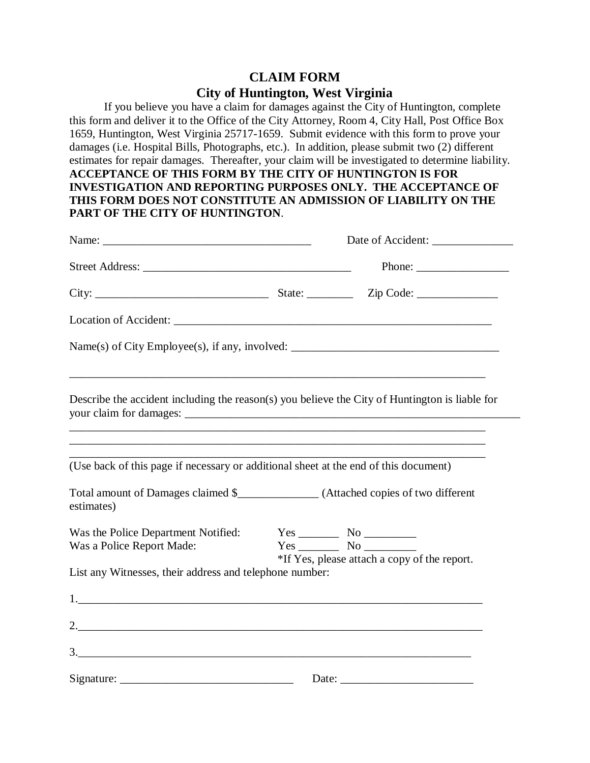# CLAIM FORM

## City of Huntington, West Virginia

If you believe you have a claim for damages against the City of Huntington, complete this form and deliver it to the Office of the City Attorney, Room 4, City Hall, Post Office Box 1659, Huntington, West Virginia 25717-1659. Submit evidence with this form to prove your damages (i.e. Hospital Bills, Photographs, etc.). In addition, please submit two (2) different estimates for repair damages. Thereafter, your claim will be investigated to determine liability. **ACCEPTANCE OF THIS FORM BY THE CITY OF HUNTINGTON IS FOR INVESTIGATION AND REPORTING PURPOSES ONLY. THE ACCEPTANCE OF THIS FORM DOES NOT CONSTITUTE AN ADMISSION OF LIABILITY ON THE PART OF THE CITY OF HUNTINGTON**.

Name: ____________________________________ Date of Accident: ______________

Street Address: ____________________________________ Phone: ________________

City: ______________________________ State: ________ Zip Code: ______________

Location of Accident: ________________________________________________________

Name(s) of City Employee(s), if any, involved: ____________________________________

___________________________________________________________________________

Describe the accident including the reason(s) you believe the City of Huntington is liable for your claim for damages: ____________________________________________________________

___________________________________________________________________________

___________________________________________________________________________

___________________________________________________________________________

(Use back of this page if necessary or additional sheet at the end of this document)

Total amount of Damages claimed $______________ (Attached copies of two different estimates)

Was the Police Department Notified: Yes _______ No _________

Was a Police Report Made: Yes _______ No _________

*If Yes, please attach a copy of the report.

List any Witnesses, their address and telephone number:

1.________________________________________________________________________

2.________________________________________________________________________

3.______________________________________________________________________

Signature: ______________________________ Date: _______________________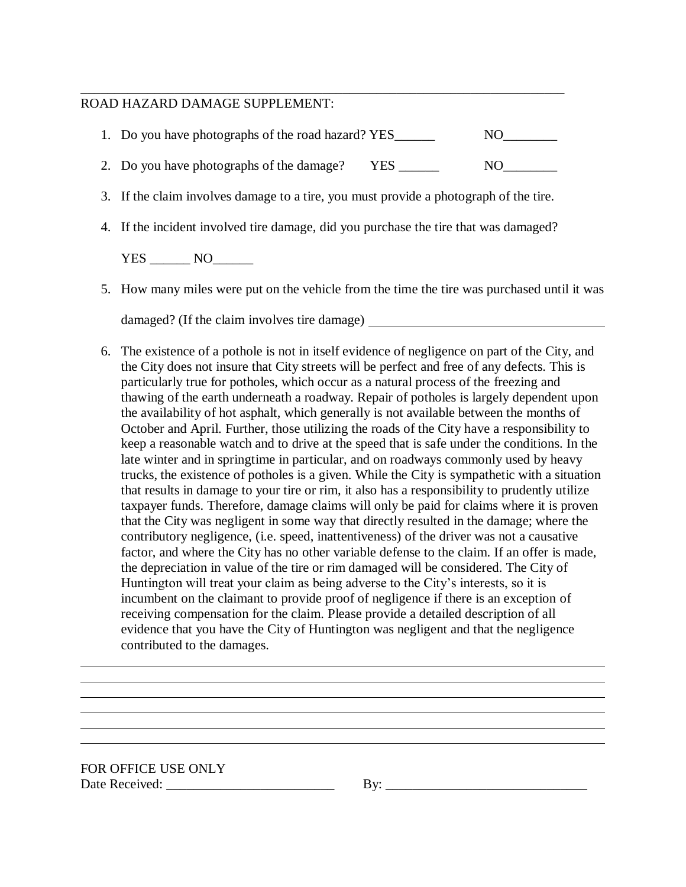---

ROAD HAZARD DAMAGE SUPPLEMENT:

1. Do you have photographs of the road hazard? YES______ NO________

2. Do you have photographs of the damage? YES ______ NO________

3. If the claim involves damage to a tire, you must provide a photograph of the tire.

4. If the incident involved tire damage, did you purchase the tire that was damaged?

   YES ______ NO______

5. How many miles were put on the vehicle from the time the tire was purchased until it was damaged? (If the claim involves tire damage) ____________________________________

6. The existence of a pothole is not in itself evidence of negligence on part of the City, and the City does not insure that City streets will be perfect and free of any defects. This is particularly true for potholes, which occur as a natural process of the freezing and thawing of the earth underneath a roadway. Repair of potholes is largely dependent upon the availability of hot asphalt, which generally is not available between the months of October and April. Further, those utilizing the roads of the City have a responsibility to keep a reasonable watch and to drive at the speed that is safe under the conditions. In the late winter and in springtime in particular, and on roadways commonly used by heavy trucks, the existence of potholes is a given. While the City is sympathetic with a situation that results in damage to your tire or rim, it also has a responsibility to prudently utilize taxpayer funds. Therefore, damage claims will only be paid for claims where it is proven that the City was negligent in some way that directly resulted in the damage; where the contributory negligence, (i.e. speed, inattentiveness) of the driver was not a causative factor, and where the City has no other variable defense to the claim. If an offer is made, the depreciation in value of the tire or rim damaged will be considered. The City of Huntington will treat your claim as being adverse to the City's interests, so it is incumbent on the claimant to provide proof of negligence if there is an exception of receiving compensation for the claim. Please provide a detailed description of all evidence that you have the City of Huntington was negligent and that the negligence contributed to the damages.

______________________________________________________________________________

______________________________________________________________________________

______________________________________________________________________________

______________________________________________________________________________

______________________________________________________________________________

______________________________________________________________________________

FOR OFFICE USE ONLY

Date Received: __________________________ By: ______________________________